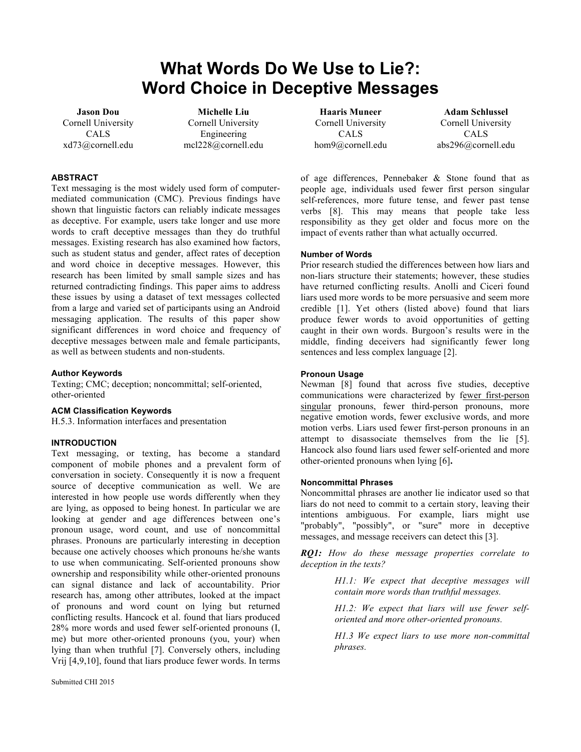# What Words Do We Use to Lie?: Word Choice in Deceptive Messages

**Jason Dou**
Cornell University
CALS
xd73@cornell.edu

**Michelle Liu**
Cornell University
Engineering
mcl228@cornell.edu

**Haaris Muneer**
Cornell University
CALS
hom9@cornell.edu

**Adam Schlussel**
Cornell University
CALS
abs296@cornell.edu

### ABSTRACT

Text messaging is the most widely used form of computer-mediated communication (CMC). Previous findings have shown that linguistic factors can reliably indicate messages as deceptive. For example, users take longer and use more words to craft deceptive messages than they do truthful messages. Existing research has also examined how factors, such as student status and gender, affect rates of deception and word choice in deceptive messages. However, this research has been limited by small sample sizes and has returned contradicting findings. This paper aims to address these issues by using a dataset of text messages collected from a large and varied set of participants using an Android messaging application. The results of this paper show significant differences in word choice and frequency of deceptive messages between male and female participants, as well as between students and non-students.

### Author Keywords

Texting; CMC; deception; noncommittal; self-oriented, other-oriented

### ACM Classification Keywords

H.5.3. Information interfaces and presentation

### INTRODUCTION

Text messaging, or texting, has become a standard component of mobile phones and a prevalent form of conversation in society. Consequently it is now a frequent source of deceptive communication as well. We are interested in how people use words differently when they are lying, as opposed to being honest. In particular we are looking at gender and age differences between one's pronoun usage, word count, and use of noncommittal phrases. Pronouns are particularly interesting in deception because one actively chooses which pronouns he/she wants to use when communicating. Self-oriented pronouns show ownership and responsibility while other-oriented pronouns can signal distance and lack of accountability. Prior research has, among other attributes, looked at the impact of pronouns and word count on lying but returned conflicting results. Hancock et al. found that liars produced 28% more words and used fewer self-oriented pronouns (I, me) but more other-oriented pronouns (you, your) when lying than when truthful [7]. Conversely others, including Vrij [4,9,10], found that liars produce fewer words. In terms of age differences, Pennebaker & Stone found that as people age, individuals used fewer first person singular self-references, more future tense, and fewer past tense verbs [8]. This may means that people take less responsibility as they get older and focus more on the impact of events rather than what actually occurred.

### Number of Words

Prior research studied the differences between how liars and non-liars structure their statements; however, these studies have returned conflicting results. Anolli and Ciceri found liars used more words to be more persuasive and seem more credible [1]. Yet others (listed above) found that liars produce fewer words to avoid opportunities of getting caught in their own words. Burgoon's results were in the middle, finding deceivers had significantly fewer long sentences and less complex language [2].

### Pronoun Usage

Newman [8] found that across five studies, deceptive communications were characterized by fewer first-person singular pronouns, fewer third-person pronouns, more negative emotion words, fewer exclusive words, and more motion verbs. Liars used fewer first-person pronouns in an attempt to disassociate themselves from the lie [5]. Hancock also found liars used fewer self-oriented and more other-oriented pronouns when lying [6].

### Noncommittal Phrases

Noncommittal phrases are another lie indicator used so that liars do not need to commit to a certain story, leaving their intentions ambiguous. For example, liars might use "probably", "possibly", or "sure" more in deceptive messages, and message receivers can detect this [3].

***RQ1:*** *How do these message properties correlate to deception in the texts?*

> *H1.1: We expect that deceptive messages will contain more words than truthful messages.*
>
> *H1.2: We expect that liars will use fewer self-oriented and more other-oriented pronouns.*
>
> *H1.3 We expect liars to use more non-committal phrases.*

Submitted CHI 2015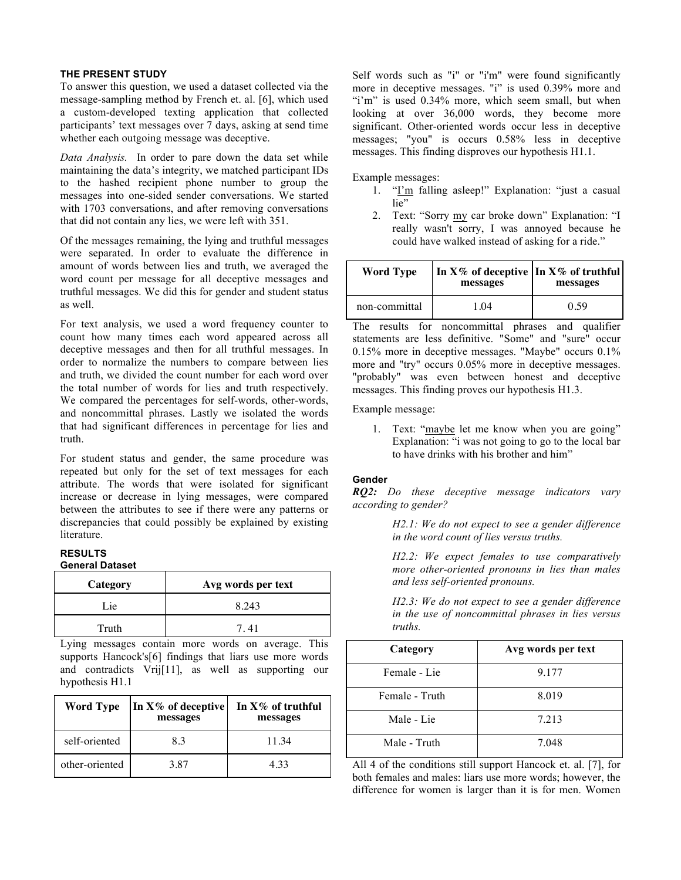### THE PRESENT STUDY

To answer this question, we used a dataset collected via the message-sampling method by French et. al. [6], which used a custom-developed texting application that collected participants' text messages over 7 days, asking at send time whether each outgoing message was deceptive.

*Data Analysis.* In order to pare down the data set while maintaining the data's integrity, we matched participant IDs to the hashed recipient phone number to group the messages into one-sided sender conversations. We started with 1703 conversations, and after removing conversations that did not contain any lies, we were left with 351.

Of the messages remaining, the lying and truthful messages were separated. In order to evaluate the difference in amount of words between lies and truth, we averaged the word count per message for all deceptive messages and truthful messages. We did this for gender and student status as well.

For text analysis, we used a word frequency counter to count how many times each word appeared across all deceptive messages and then for all truthful messages. In order to normalize the numbers to compare between lies and truth, we divided the count number for each word over the total number of words for lies and truth respectively. We compared the percentages for self-words, other-words, and noncommittal phrases. Lastly we isolated the words that had significant differences in percentage for lies and truth.

For student status and gender, the same procedure was repeated but only for the set of text messages for each attribute. The words that were isolated for significant increase or decrease in lying messages, were compared between the attributes to see if there were any patterns or discrepancies that could possibly be explained by existing literature.

### RESULTS

#### General Dataset

| Category | Avg words per text |
|---|---|
| Lie | 8.243 |
| Truth | 7. 41 |

Lying messages contain more words on average. This supports Hancock's[6] findings that liars use more words and contradicts Vrij[11], as well as supporting our hypothesis H1.1

| Word Type | In X% of deceptive messages | In X% of truthful messages |
|---|---|---|
| self-oriented | 8.3 | 11.34 |
| other-oriented | 3.87 | 4.33 |

Self words such as "i" or "i'm" were found significantly more in deceptive messages. "i" is used 0.39% more and "i'm" is used 0.34% more, which seem small, but when looking at over 36,000 words, they become more significant. Other-oriented words occur less in deceptive messages; "you" is occurs 0.58% less in deceptive messages. This finding disproves our hypothesis H1.1.

Example messages:

1. "I'm falling asleep!" Explanation: "just a casual lie"
2. Text: "Sorry my car broke down" Explanation: "I really wasn't sorry, I was annoyed because he could have walked instead of asking for a ride."

| Word Type | In X% of deceptive messages | In X% of truthful messages |
|---|---|---|
| non-committal | 1.04 | 0.59 |

The results for noncommittal phrases and qualifier statements are less definitive. "Some" and "sure" occur 0.15% more in deceptive messages. "Maybe" occurs 0.1% more and "try" occurs 0.05% more in deceptive messages. "probably" was even between honest and deceptive messages. This finding proves our hypothesis H1.3.

Example message:

1. Text: "maybe let me know when you are going" Explanation: "i was not going to go to the local bar to have drinks with his brother and him"

#### Gender

***RQ2:*** *Do these deceptive message indicators vary according to gender?*

> *H2.1: We do not expect to see a gender difference in the word count of lies versus truths.*
>
> *H2.2: We expect females to use comparatively more other-oriented pronouns in lies than males and less self-oriented pronouns.*
>
> *H2.3: We do not expect to see a gender difference in the use of noncommittal phrases in lies versus truths.*

| Category | Avg words per text |
|---|---|
| Female - Lie | 9.177 |
| Female - Truth | 8.019 |
| Male - Lie | 7.213 |
| Male - Truth | 7.048 |

All 4 of the conditions still support Hancock et. al. [7], for both females and males: liars use more words; however, the difference for women is larger than it is for men. Women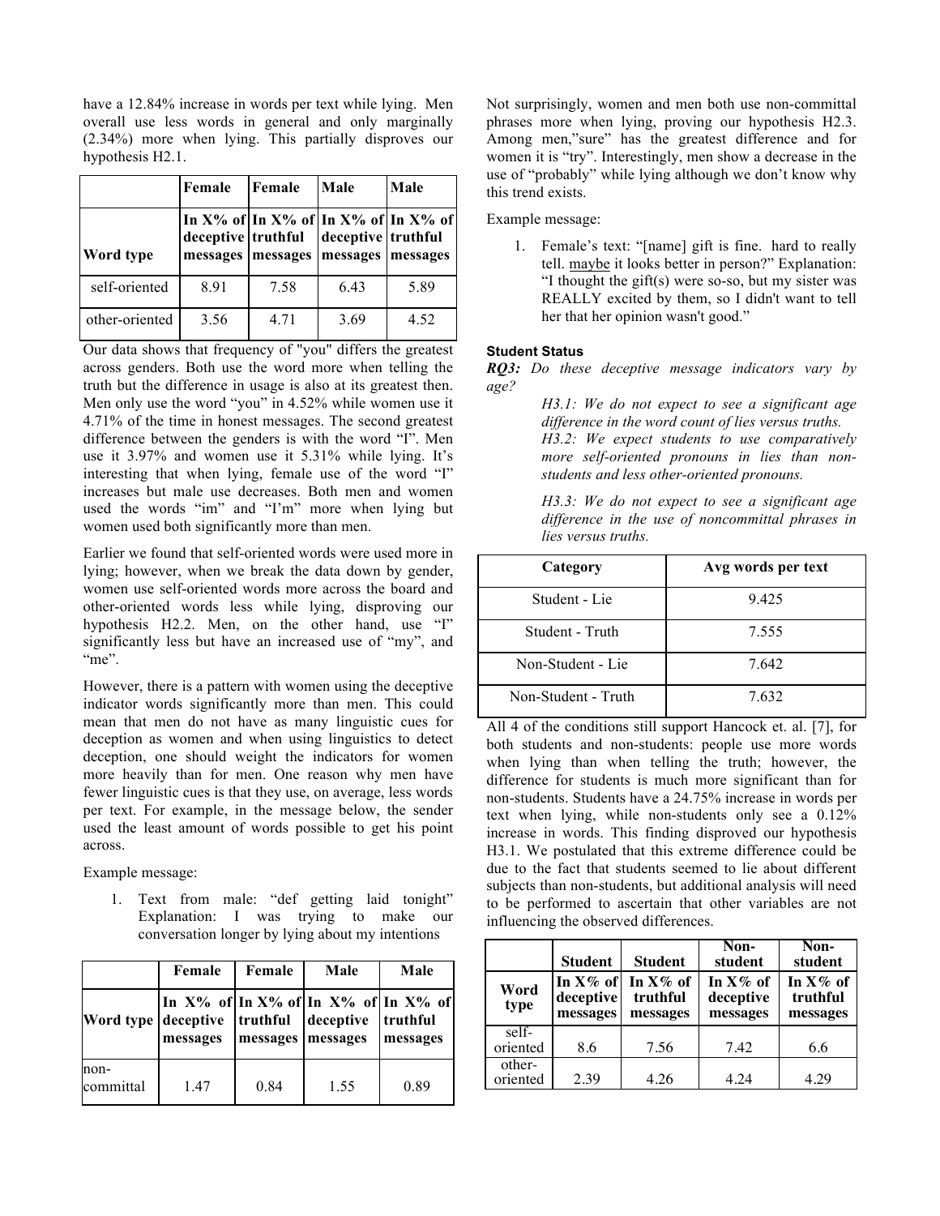have a 12.84% increase in words per text while lying. Men overall use less words in general and only marginally (2.34%) more when lying. This partially disproves our hypothesis H2.1.

| | Female | Female | Male | Male |
|---|---|---|---|---|
| Word type | In X% of deceptive messages | In X% of truthful messages | In X% of deceptive messages | In X% of truthful messages |
| self-oriented | 8.91 | 7.58 | 6.43 | 5.89 |
| other-oriented | 3.56 | 4.71 | 3.69 | 4.52 |

Our data shows that frequency of "you" differs the greatest across genders. Both use the word more when telling the truth but the difference in usage is also at its greatest then. Men only use the word "you" in 4.52% while women use it 4.71% of the time in honest messages. The second greatest difference between the genders is with the word "I". Men use it 3.97% and women use it 5.31% while lying. It's interesting that when lying, female use of the word "I" increases but male use decreases. Both men and women used the words "im" and "I'm" more when lying but women used both significantly more than men.

Earlier we found that self-oriented words were used more in lying; however, when we break the data down by gender, women use self-oriented words more across the board and other-oriented words less while lying, disproving our hypothesis H2.2. Men, on the other hand, use "I" significantly less but have an increased use of "my", and "me".

However, there is a pattern with women using the deceptive indicator words significantly more than men. This could mean that men do not have as many linguistic cues for deception as women and when using linguistics to detect deception, one should weight the indicators for women more heavily than for men. One reason why men have fewer linguistic cues is that they use, on average, less words per text. For example, in the message below, the sender used the least amount of words possible to get his point across.

Example message:

1. Text from male: "def getting laid tonight" Explanation: I was trying to make our conversation longer by lying about my intentions

| | Female | Female | Male | Male |
|---|---|---|---|---|
| Word type | In X% of deceptive messages | In X% of truthful messages | In X% of deceptive messages | In X% of truthful messages |
| non-committal | 1.47 | 0.84 | 1.55 | 0.89 |

Not surprisingly, women and men both use non-committal phrases more when lying, proving our hypothesis H2.3. Among men,"sure" has the greatest difference and for women it is "try". Interestingly, men show a decrease in the use of "probably" while lying although we don't know why this trend exists.

Example message:

1. Female's text: "[name] gift is fine. hard to really tell. maybe it looks better in person?" Explanation: "I thought the gift(s) were so-so, but my sister was REALLY excited by them, so I didn't want to tell her that her opinion wasn't good."

#### Student Status

***RQ3:*** *Do these deceptive message indicators vary by age?*

> *H3.1: We do not expect to see a significant age difference in the word count of lies versus truths.*
>
> *H3.2: We expect students to use comparatively more self-oriented pronouns in lies than non-students and less other-oriented pronouns.*
>
> *H3.3: We do not expect to see a significant age difference in the use of noncommittal phrases in lies versus truths.*

| Category | Avg words per text |
|---|---|
| Student - Lie | 9.425 |
| Student - Truth | 7.555 |
| Non-Student - Lie | 7.642 |
| Non-Student - Truth | 7.632 |

All 4 of the conditions still support Hancock et. al. [7], for both students and non-students: people use more words when lying than when telling the truth; however, the difference for students is much more significant than for non-students. Students have a 24.75% increase in words per text when lying, while non-students only see a 0.12% increase in words. This finding disproved our hypothesis H3.1. We postulated that this extreme difference could be due to the fact that students seemed to lie about different subjects than non-students, but additional analysis will need to be performed to ascertain that other variables are not influencing the observed differences.

| | Student | Student | Non-student | Non-student |
|---|---|---|---|---|
| Word type | In X% of deceptive messages | In X% of truthful messages | In X% of deceptive messages | In X% of truthful messages |
| self-oriented | 8.6 | 7.56 | 7.42 | 6.6 |
| other-oriented | 2.39 | 4.26 | 4.24 | 4.29 |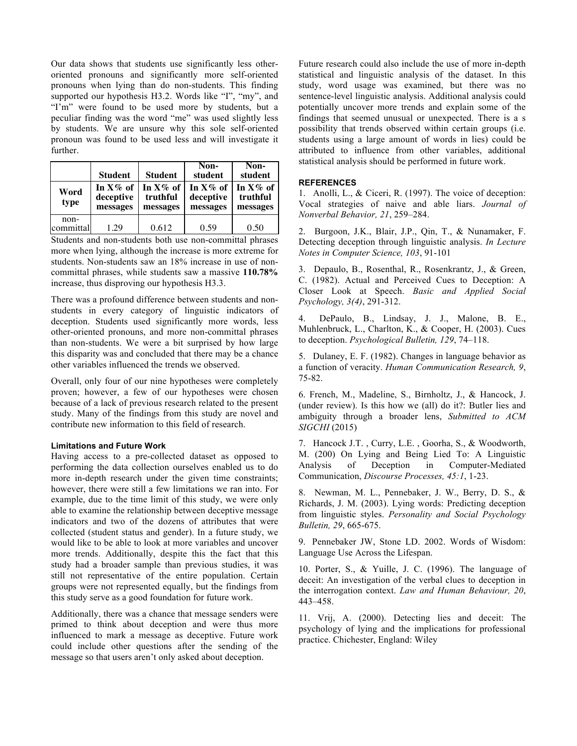Our data shows that students use significantly less other-oriented pronouns and significantly more self-oriented pronouns when lying than do non-students. This finding supported our hypothesis H3.2. Words like "I", "my", and "I'm" were found to be used more by students, but a peculiar finding was the word "me" was used slightly less by students. We are unsure why this sole self-oriented pronoun was found to be used less and will investigate it further.

| | Student | Student | Non-student | Non-student |
|---|---|---|---|---|
| **Word type** | **In X% of deceptive messages** | **In X% of truthful messages** | **In X% of deceptive messages** | **In X% of truthful messages** |
| non-committal | 1.29 | 0.612 | 0.59 | 0.50 |

Students and non-students both use non-committal phrases more when lying, although the increase is more extreme for students. Non-students saw an 18% increase in use of non-committal phrases, while students saw a massive **110.78%** increase, thus disproving our hypothesis H3.3.

There was a profound difference between students and non-students in every category of linguistic indicators of deception. Students used significantly more words, less other-oriented pronouns, and more non-committal phrases than non-students. We were a bit surprised by how large this disparity was and concluded that there may be a chance other variables influenced the trends we observed.

Overall, only four of our nine hypotheses were completely proven; however, a few of our hypotheses were chosen because of a lack of previous research related to the present study. Many of the findings from this study are novel and contribute new information to this field of research.

#### Limitations and Future Work

Having access to a pre-collected dataset as opposed to performing the data collection ourselves enabled us to do more in-depth research under the given time constraints; however, there were still a few limitations we ran into. For example, due to the time limit of this study, we were only able to examine the relationship between deceptive message indicators and two of the dozens of attributes that were collected (student status and gender). In a future study, we would like to be able to look at more variables and uncover more trends. Additionally, despite this the fact that this study had a broader sample than previous studies, it was still not representative of the entire population. Certain groups were not represented equally, but the findings from this study serve as a good foundation for future work.

Additionally, there was a chance that message senders were primed to think about deception and were thus more influenced to mark a message as deceptive. Future work could include other questions after the sending of the message so that users aren't only asked about deception.

Future research could also include the use of more in-depth statistical and linguistic analysis of the dataset. In this study, word usage was examined, but there was no sentence-level linguistic analysis. Additional analysis could potentially uncover more trends and explain some of the findings that seemed unusual or unexpected. There is a s possibility that trends observed within certain groups (i.e. students using a large amount of words in lies) could be attributed to influence from other variables, additional statistical analysis should be performed in future work.

#### REFERENCES

1. Anolli, L., & Ciceri, R. (1997). The voice of deception: Vocal strategies of naive and able liars. *Journal of Nonverbal Behavior, 21*, 259–284.

2. Burgoon, J.K., Blair, J.P., Qin, T., & Nunamaker, F. Detecting deception through linguistic analysis. *In Lecture Notes in Computer Science, 103*, 91-101

3. Depaulo, B., Rosenthal, R., Rosenkrantz, J., & Green, C. (1982). Actual and Perceived Cues to Deception: A Closer Look at Speech. *Basic and Applied Social Psychology, 3(4)*, 291-312.

4. DePaulo, B., Lindsay, J. J., Malone, B. E., Muhlenbruck, L., Charlton, K., & Cooper, H. (2003). Cues to deception. *Psychological Bulletin, 129*, 74–118.

5. Dulaney, E. F. (1982). Changes in language behavior as a function of veracity. *Human Communication Research, 9*, 75-82.

6. French, M., Madeline, S., Birnholtz, J., & Hancock, J. (under review). Is this how we (all) do it?: Butler lies and ambiguity through a broader lens, *Submitted to ACM SIGCHI* (2015)

7. Hancock J.T. , Curry, L.E. , Goorha, S., & Woodworth, M. (200) On Lying and Being Lied To: A Linguistic Analysis of Deception in Computer-Mediated Communication, *Discourse Processes, 45:1*, 1-23.

8. Newman, M. L., Pennebaker, J. W., Berry, D. S., & Richards, J. M. (2003). Lying words: Predicting deception from linguistic styles. *Personality and Social Psychology Bulletin, 29*, 665-675.

9. Pennebaker JW, Stone LD. 2002. Words of Wisdom: Language Use Across the Lifespan.

10. Porter, S., & Yuille, J. C. (1996). The language of deceit: An investigation of the verbal clues to deception in the interrogation context. *Law and Human Behaviour, 20*, 443–458.

11. Vrij, A. (2000). Detecting lies and deceit: The psychology of lying and the implications for professional practice. Chichester, England: Wiley